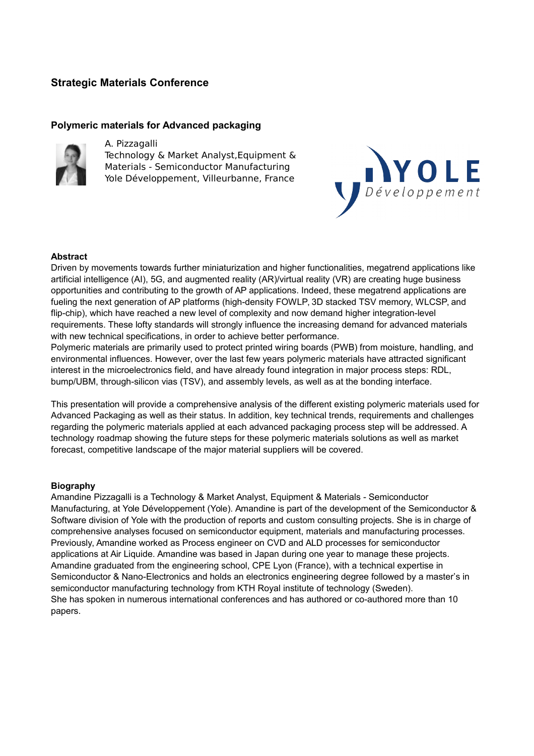# Strategic Materials Conference

## Polymeric materials for Advanced packaging

A. Pizzagalli
Technology & Market Analyst,Equipment & Materials - Semiconductor Manufacturing
Yole Développement, Villeurbanne, France

### Abstract

Driven by movements towards further miniaturization and higher functionalities, megatrend applications like artificial intelligence (AI), 5G, and augmented reality (AR)/virtual reality (VR) are creating huge business opportunities and contributing to the growth of AP applications. Indeed, these megatrend applications are fueling the next generation of AP platforms (high-density FOWLP, 3D stacked TSV memory, WLCSP, and flip-chip), which have reached a new level of complexity and now demand higher integration-level requirements. These lofty standards will strongly influence the increasing demand for advanced materials with new technical specifications, in order to achieve better performance.
Polymeric materials are primarily used to protect printed wiring boards (PWB) from moisture, handling, and environmental influences. However, over the last few years polymeric materials have attracted significant interest in the microelectronics field, and have already found integration in major process steps: RDL, bump/UBM, through-silicon vias (TSV), and assembly levels, as well as at the bonding interface.

This presentation will provide a comprehensive analysis of the different existing polymeric materials used for Advanced Packaging as well as their status. In addition, key technical trends, requirements and challenges regarding the polymeric materials applied at each advanced packaging process step will be addressed. A technology roadmap showing the future steps for these polymeric materials solutions as well as market forecast, competitive landscape of the major material suppliers will be covered.

### Biography

Amandine Pizzagalli is a Technology & Market Analyst, Equipment & Materials - Semiconductor Manufacturing, at Yole Développement (Yole). Amandine is part of the development of the Semiconductor & Software division of Yole with the production of reports and custom consulting projects. She is in charge of comprehensive analyses focused on semiconductor equipment, materials and manufacturing processes. Previously, Amandine worked as Process engineer on CVD and ALD processes for semiconductor applications at Air Liquide. Amandine was based in Japan during one year to manage these projects. Amandine graduated from the engineering school, CPE Lyon (France), with a technical expertise in Semiconductor & Nano-Electronics and holds an electronics engineering degree followed by a master's in semiconductor manufacturing technology from KTH Royal institute of technology (Sweden).
She has spoken in numerous international conferences and has authored or co-authored more than 10 papers.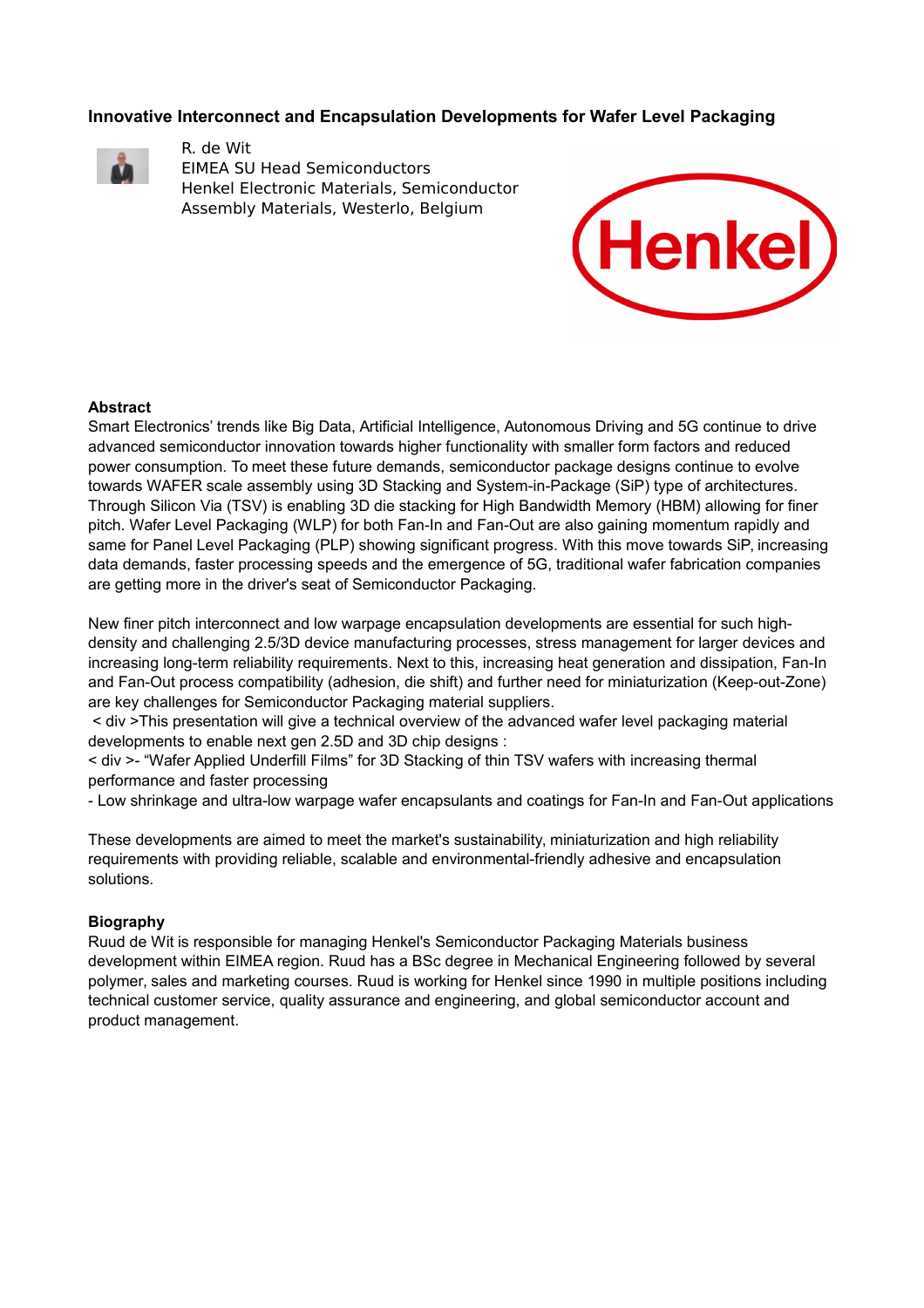## Innovative Interconnect and Encapsulation Developments for Wafer Level Packaging

R. de Wit
EIMEA SU Head Semiconductors
Henkel Electronic Materials, Semiconductor
Assembly Materials, Westerlo, Belgium

**Abstract**

Smart Electronics' trends like Big Data, Artificial Intelligence, Autonomous Driving and 5G continue to drive advanced semiconductor innovation towards higher functionality with smaller form factors and reduced power consumption. To meet these future demands, semiconductor package designs continue to evolve towards WAFER scale assembly using 3D Stacking and System-in-Package (SiP) type of architectures. Through Silicon Via (TSV) is enabling 3D die stacking for High Bandwidth Memory (HBM) allowing for finer pitch. Wafer Level Packaging (WLP) for both Fan-In and Fan-Out are also gaining momentum rapidly and same for Panel Level Packaging (PLP) showing significant progress. With this move towards SiP, increasing data demands, faster processing speeds and the emergence of 5G, traditional wafer fabrication companies are getting more in the driver's seat of Semiconductor Packaging.

New finer pitch interconnect and low warpage encapsulation developments are essential for such high-density and challenging 2.5/3D device manufacturing processes, stress management for larger devices and increasing long-term reliability requirements. Next to this, increasing heat generation and dissipation, Fan-In and Fan-Out process compatibility (adhesion, die shift) and further need for miniaturization (Keep-out-Zone) are key challenges for Semiconductor Packaging material suppliers.

< div >This presentation will give a technical overview of the advanced wafer level packaging material developments to enable next gen 2.5D and 3D chip designs :

< div >- "Wafer Applied Underfill Films" for 3D Stacking of thin TSV wafers with increasing thermal performance and faster processing

- Low shrinkage and ultra-low warpage wafer encapsulants and coatings for Fan-In and Fan-Out applications

These developments are aimed to meet the market's sustainability, miniaturization and high reliability requirements with providing reliable, scalable and environmental-friendly adhesive and encapsulation solutions.

**Biography**

Ruud de Wit is responsible for managing Henkel's Semiconductor Packaging Materials business development within EIMEA region. Ruud has a BSc degree in Mechanical Engineering followed by several polymer, sales and marketing courses. Ruud is working for Henkel since 1990 in multiple positions including technical customer service, quality assurance and engineering, and global semiconductor account and product management.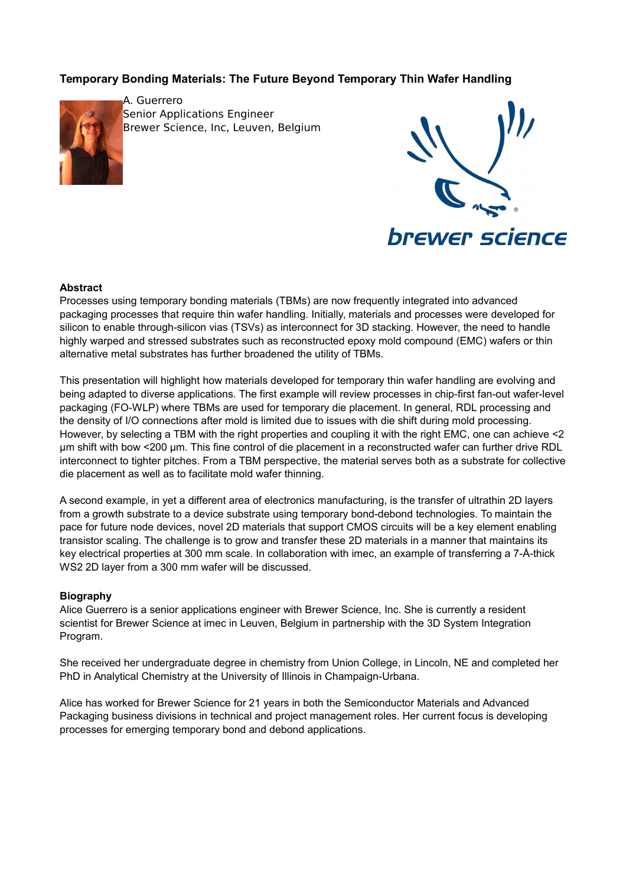# Temporary Bonding Materials: The Future Beyond Temporary Thin Wafer Handling

A. Guerrero
Senior Applications Engineer
Brewer Science, Inc, Leuven, Belgium

**Abstract**

Processes using temporary bonding materials (TBMs) are now frequently integrated into advanced packaging processes that require thin wafer handling. Initially, materials and processes were developed for silicon to enable through-silicon vias (TSVs) as interconnect for 3D stacking. However, the need to handle highly warped and stressed substrates such as reconstructed epoxy mold compound (EMC) wafers or thin alternative metal substrates has further broadened the utility of TBMs.

This presentation will highlight how materials developed for temporary thin wafer handling are evolving and being adapted to diverse applications. The first example will review processes in chip-first fan-out wafer-level packaging (FO-WLP) where TBMs are used for temporary die placement. In general, RDL processing and the density of I/O connections after mold is limited due to issues with die shift during mold processing. However, by selecting a TBM with the right properties and coupling it with the right EMC, one can achieve <2 µm shift with bow <200 µm. This fine control of die placement in a reconstructed wafer can further drive RDL interconnect to tighter pitches. From a TBM perspective, the material serves both as a substrate for collective die placement as well as to facilitate mold wafer thinning.

A second example, in yet a different area of electronics manufacturing, is the transfer of ultrathin 2D layers from a growth substrate to a device substrate using temporary bond-debond technologies. To maintain the pace for future node devices, novel 2D materials that support CMOS circuits will be a key element enabling transistor scaling. The challenge is to grow and transfer these 2D materials in a manner that maintains its key electrical properties at 300 mm scale. In collaboration with imec, an example of transferring a 7-Å-thick $WS_2$ 2D layer from a 300 mm wafer will be discussed.

**Biography**

Alice Guerrero is a senior applications engineer with Brewer Science, Inc. She is currently a resident scientist for Brewer Science at imec in Leuven, Belgium in partnership with the 3D System Integration Program.

She received her undergraduate degree in chemistry from Union College, in Lincoln, NE and completed her PhD in Analytical Chemistry at the University of Illinois in Champaign-Urbana.

Alice has worked for Brewer Science for 21 years in both the Semiconductor Materials and Advanced Packaging business divisions in technical and project management roles. Her current focus is developing processes for emerging temporary bond and debond applications.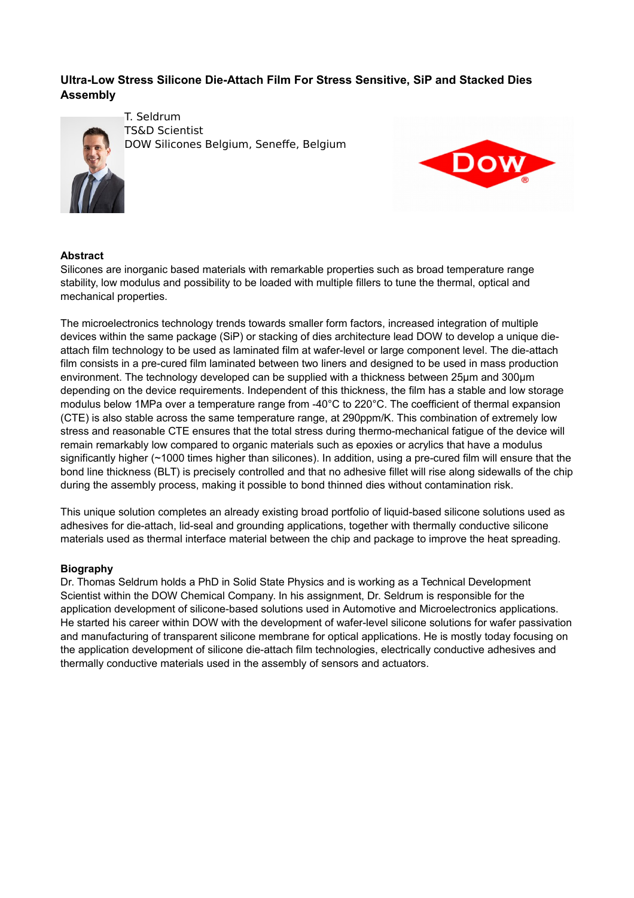## Ultra-Low Stress Silicone Die-Attach Film For Stress Sensitive, SiP and Stacked Dies Assembly

T. Seldrum
TS&D Scientist
DOW Silicones Belgium, Seneffe, Belgium

### Abstract

Silicones are inorganic based materials with remarkable properties such as broad temperature range stability, low modulus and possibility to be loaded with multiple fillers to tune the thermal, optical and mechanical properties.

The microelectronics technology trends towards smaller form factors, increased integration of multiple devices within the same package (SiP) or stacking of dies architecture lead DOW to develop a unique die-attach film technology to be used as laminated film at wafer-level or large component level. The die-attach film consists in a pre-cured film laminated between two liners and designed to be used in mass production environment. The technology developed can be supplied with a thickness between 25µm and 300µm depending on the device requirements. Independent of this thickness, the film has a stable and low storage modulus below 1MPa over a temperature range from -40°C to 220°C. The coefficient of thermal expansion (CTE) is also stable across the same temperature range, at 290ppm/K. This combination of extremely low stress and reasonable CTE ensures that the total stress during thermo-mechanical fatigue of the device will remain remarkably low compared to organic materials such as epoxies or acrylics that have a modulus significantly higher (~1000 times higher than silicones). In addition, using a pre-cured film will ensure that the bond line thickness (BLT) is precisely controlled and that no adhesive fillet will rise along sidewalls of the chip during the assembly process, making it possible to bond thinned dies without contamination risk.

This unique solution completes an already existing broad portfolio of liquid-based silicone solutions used as adhesives for die-attach, lid-seal and grounding applications, together with thermally conductive silicone materials used as thermal interface material between the chip and package to improve the heat spreading.

### Biography

Dr. Thomas Seldrum holds a PhD in Solid State Physics and is working as a Technical Development Scientist within the DOW Chemical Company. In his assignment, Dr. Seldrum is responsible for the application development of silicone-based solutions used in Automotive and Microelectronics applications. He started his career within DOW with the development of wafer-level silicone solutions for wafer passivation and manufacturing of transparent silicone membrane for optical applications. He is mostly today focusing on the application development of silicone die-attach film technologies, electrically conductive adhesives and thermally conductive materials used in the assembly of sensors and actuators.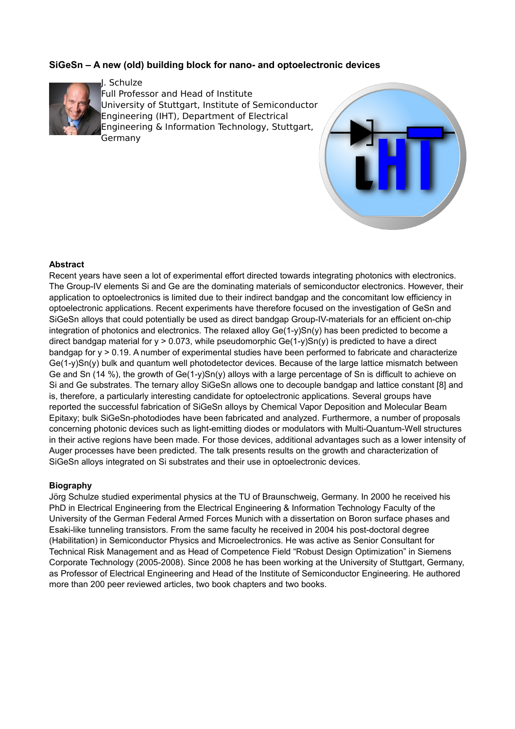### SiGeSn – A new (old) building block for nano- and optoelectronic devices

J. Schulze
Full Professor and Head of Institute
University of Stuttgart, Institute of Semiconductor Engineering (IHT), Department of Electrical Engineering & Information Technology, Stuttgart, Germany

#### Abstract

Recent years have seen a lot of experimental effort directed towards integrating photonics with electronics. The Group-IV elements Si and Ge are the dominating materials of semiconductor electronics. However, their application to optoelectronics is limited due to their indirect bandgap and the concomitant low efficiency in optoelectronic applications. Recent experiments have therefore focused on the investigation of GeSn and SiGeSn alloys that could potentially be used as direct bandgap Group-IV-materials for an efficient on-chip integration of photonics and electronics. The relaxed alloy $Ge_{(1-y)}Sn_{(y)}$ has been predicted to become a direct bandgap material for $y > 0.073$, while pseudomorphic $Ge_{(1-y)}Sn_{(y)}$ is predicted to have a direct bandgap for $y > 0.19$. A number of experimental studies have been performed to fabricate and characterize $Ge_{(1-y)}Sn_{(y)}$ bulk and quantum well photodetector devices. Because of the large lattice mismatch between Ge and Sn (14 %), the growth of $Ge_{(1-y)}Sn_{(y)}$ alloys with a large percentage of Sn is difficult to achieve on Si and Ge substrates. The ternary alloy SiGeSn allows one to decouple bandgap and lattice constant [8] and is, therefore, a particularly interesting candidate for optoelectronic applications. Several groups have reported the successful fabrication of SiGeSn alloys by Chemical Vapor Deposition and Molecular Beam Epitaxy; bulk SiGeSn-photodiodes have been fabricated and analyzed. Furthermore, a number of proposals concerning photonic devices such as light-emitting diodes or modulators with Multi-Quantum-Well structures in their active regions have been made. For those devices, additional advantages such as a lower intensity of Auger processes have been predicted. The talk presents results on the growth and characterization of SiGeSn alloys integrated on Si substrates and their use in optoelectronic devices.

#### Biography

Jörg Schulze studied experimental physics at the TU of Braunschweig, Germany. In 2000 he received his PhD in Electrical Engineering from the Electrical Engineering & Information Technology Faculty of the University of the German Federal Armed Forces Munich with a dissertation on Boron surface phases and Esaki-like tunneling transistors. From the same faculty he received in 2004 his post-doctoral degree (Habilitation) in Semiconductor Physics and Microelectronics. He was active as Senior Consultant for Technical Risk Management and as Head of Competence Field "Robust Design Optimization" in Siemens Corporate Technology (2005-2008). Since 2008 he has been working at the University of Stuttgart, Germany, as Professor of Electrical Engineering and Head of the Institute of Semiconductor Engineering. He authored more than 200 peer reviewed articles, two book chapters and two books.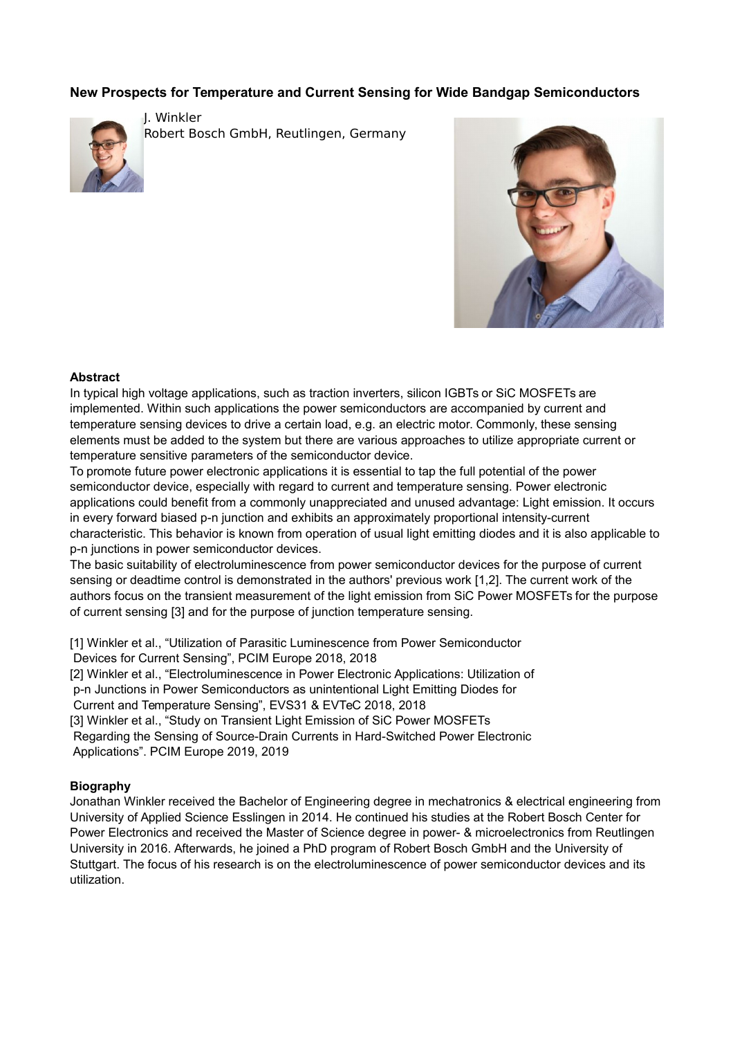### New Prospects for Temperature and Current Sensing for Wide Bandgap Semiconductors

J. Winkler
Robert Bosch GmbH, Reutlingen, Germany

**Abstract**

In typical high voltage applications, such as traction inverters, silicon IGBTs or SiC MOSFETs are implemented. Within such applications the power semiconductors are accompanied by current and temperature sensing devices to drive a certain load, e.g. an electric motor. Commonly, these sensing elements must be added to the system but there are various approaches to utilize appropriate current or temperature sensitive parameters of the semiconductor device.

To promote future power electronic applications it is essential to tap the full potential of the power semiconductor device, especially with regard to current and temperature sensing. Power electronic applications could benefit from a commonly unappreciated and unused advantage: Light emission. It occurs in every forward biased p-n junction and exhibits an approximately proportional intensity-current characteristic. This behavior is known from operation of usual light emitting diodes and it is also applicable to p-n junctions in power semiconductor devices.

The basic suitability of electroluminescence from power semiconductor devices for the purpose of current sensing or deadtime control is demonstrated in the authors' previous work [1,2]. The current work of the authors focus on the transient measurement of the light emission from SiC Power MOSFETs for the purpose of current sensing [3] and for the purpose of junction temperature sensing.

[1] Winkler et al., "Utilization of Parasitic Luminescence from Power Semiconductor Devices for Current Sensing", PCIM Europe 2018, 2018

[2] Winkler et al., "Electroluminescence in Power Electronic Applications: Utilization of p-n Junctions in Power Semiconductors as unintentional Light Emitting Diodes for Current and Temperature Sensing", EVS31 & EVTeC 2018, 2018

[3] Winkler et al., "Study on Transient Light Emission of SiC Power MOSFETs Regarding the Sensing of Source-Drain Currents in Hard-Switched Power Electronic Applications". PCIM Europe 2019, 2019

**Biography**

Jonathan Winkler received the Bachelor of Engineering degree in mechatronics & electrical engineering from University of Applied Science Esslingen in 2014. He continued his studies at the Robert Bosch Center for Power Electronics and received the Master of Science degree in power- & microelectronics from Reutlingen University in 2016. Afterwards, he joined a PhD program of Robert Bosch GmbH and the University of Stuttgart. The focus of his research is on the electroluminescence of power semiconductor devices and its utilization.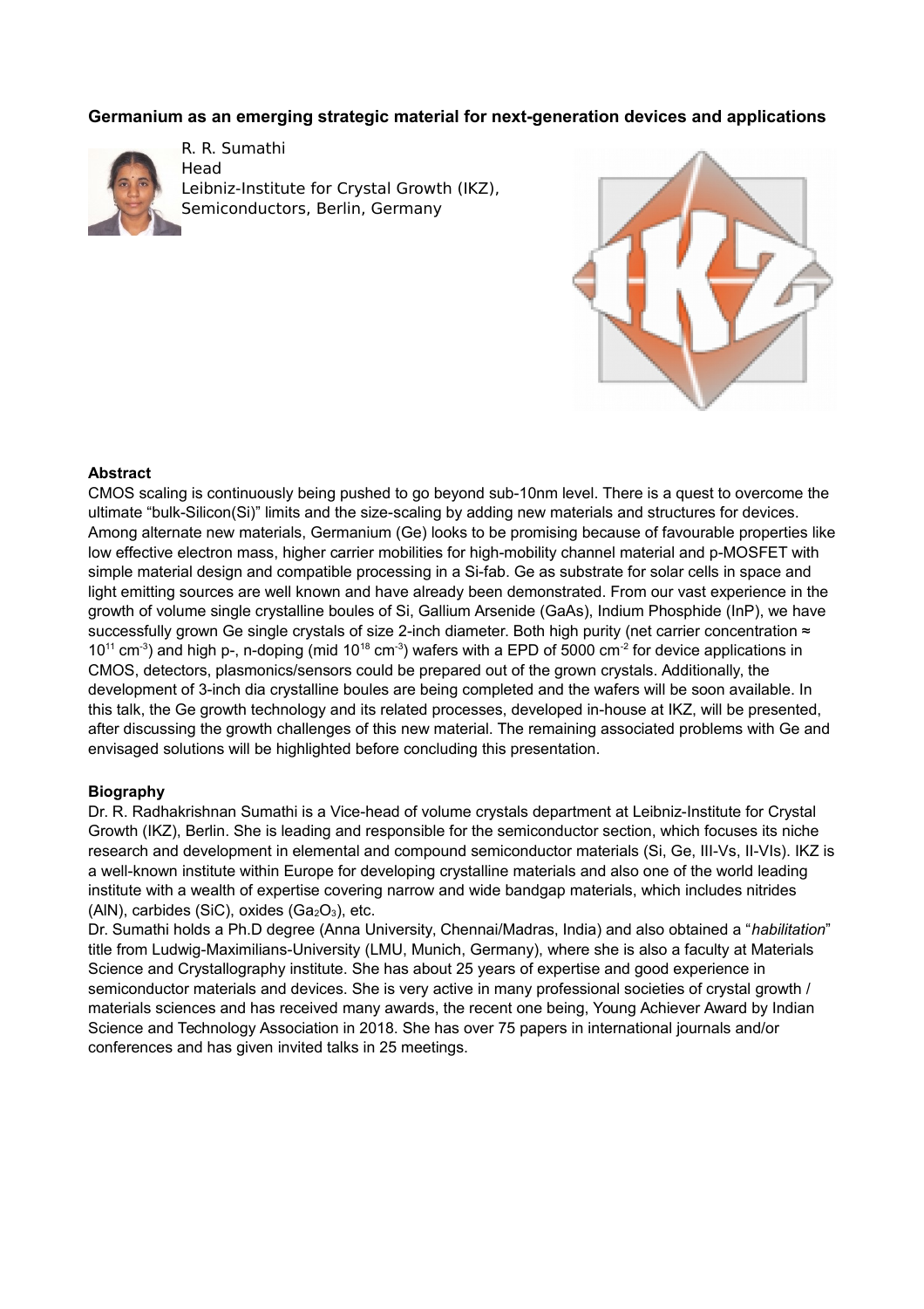### Germanium as an emerging strategic material for next-generation devices and applications

R. R. Sumathi
Head
Leibniz-Institute for Crystal Growth (IKZ), Semiconductors, Berlin, Germany

**Abstract**

CMOS scaling is continuously being pushed to go beyond sub-10nm level. There is a quest to overcome the ultimate "bulk-Silicon(Si)" limits and the size-scaling by adding new materials and structures for devices. Among alternate new materials, Germanium (Ge) looks to be promising because of favourable properties like low effective electron mass, higher carrier mobilities for high-mobility channel material and p-MOSFET with simple material design and compatible processing in a Si-fab. Ge as substrate for solar cells in space and light emitting sources are well known and have already been demonstrated. From our vast experience in the growth of volume single crystalline boules of Si, Gallium Arsenide (GaAs), Indium Phosphide (InP), we have successfully grown Ge single crystals of size 2-inch diameter. Both high purity (net carrier concentration ≈ $10^{11}$ $cm^{-3}$) and high p-, n-doping (mid $10^{18}$ $cm^{-3}$) wafers with a EPD of 5000 $cm^{-2}$ for device applications in CMOS, detectors, plasmonics/sensors could be prepared out of the grown crystals. Additionally, the development of 3-inch dia crystalline boules are being completed and the wafers will be soon available. In this talk, the Ge growth technology and its related processes, developed in-house at IKZ, will be presented, after discussing the growth challenges of this new material. The remaining associated problems with Ge and envisaged solutions will be highlighted before concluding this presentation.

**Biography**

Dr. R. Radhakrishnan Sumathi is a Vice-head of volume crystals department at Leibniz-Institute for Crystal Growth (IKZ), Berlin. She is leading and responsible for the semiconductor section, which focuses its niche research and development in elemental and compound semiconductor materials (Si, Ge, III-Vs, II-VIs). IKZ is a well-known institute within Europe for developing crystalline materials and also one of the world leading institute with a wealth of expertise covering narrow and wide bandgap materials, which includes nitrides (AlN), carbides (SiC), oxides ($Ga_2O_3$), etc.

Dr. Sumathi holds a Ph.D degree (Anna University, Chennai/Madras, India) and also obtained a "*habilitation*" title from Ludwig-Maximilians-University (LMU, Munich, Germany), where she is also a faculty at Materials Science and Crystallography institute. She has about 25 years of expertise and good experience in semiconductor materials and devices. She is very active in many professional societies of crystal growth / materials sciences and has received many awards, the recent one being, Young Achiever Award by Indian Science and Technology Association in 2018. She has over 75 papers in international journals and/or conferences and has given invited talks in 25 meetings.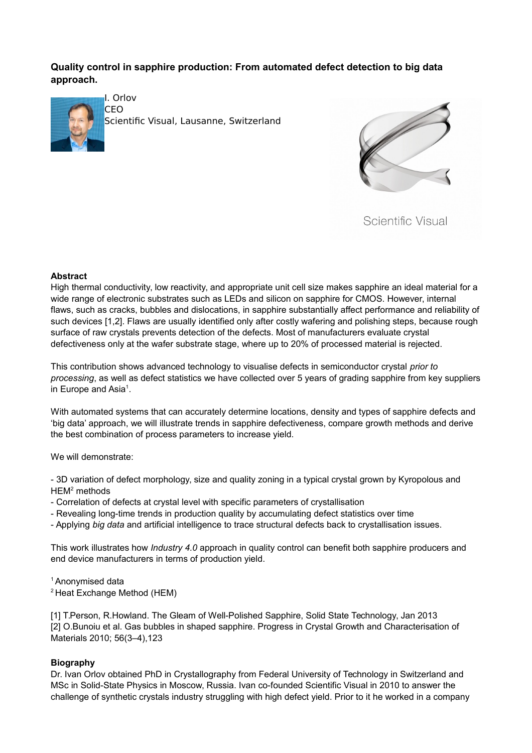**Quality control in sapphire production: From automated defect detection to big data approach.**

I. Orlov
CEO
Scientific Visual, Lausanne, Switzerland

Scientific Visual

**Abstract**

High thermal conductivity, low reactivity, and appropriate unit cell size makes sapphire an ideal material for a wide range of electronic substrates such as LEDs and silicon on sapphire for CMOS. However, internal flaws, such as cracks, bubbles and dislocations, in sapphire substantially affect performance and reliability of such devices [1,2]. Flaws are usually identified only after costly wafering and polishing steps, because rough surface of raw crystals prevents detection of the defects. Most of manufacturers evaluate crystal defectiveness only at the wafer substrate stage, where up to 20% of processed material is rejected.

This contribution shows advanced technology to visualise defects in semiconductor crystal *prior to processing*, as well as defect statistics we have collected over 5 years of grading sapphire from key suppliers in Europe and Asia[1].

With automated systems that can accurately determine locations, density and types of sapphire defects and 'big data' approach, we will illustrate trends in sapphire defectiveness, compare growth methods and derive the best combination of process parameters to increase yield.

We will demonstrate:

- 3D variation of defect morphology, size and quality zoning in a typical crystal grown by Kyropolous and HEM[2] methods
- Correlation of defects at crystal level with specific parameters of crystallisation
- Revealing long-time trends in production quality by accumulating defect statistics over time
- Applying *big data* and artificial intelligence to trace structural defects back to crystallisation issues.

This work illustrates how *Industry 4.0* approach in quality control can benefit both sapphire producers and end device manufacturers in terms of production yield.

[1] Anonymised data
[2] Heat Exchange Method (HEM)

[1] T.Person, R.Howland. The Gleam of Well-Polished Sapphire, Solid State Technology, Jan 2013
[2] O.Bunoiu et al. Gas bubbles in shaped sapphire. Progress in Crystal Growth and Characterisation of Materials 2010; 56(3–4),123

**Biography**

Dr. Ivan Orlov obtained PhD in Crystallography from Federal University of Technology in Switzerland and MSc in Solid-State Physics in Moscow, Russia. Ivan co-founded Scientific Visual in 2010 to answer the challenge of synthetic crystals industry struggling with high defect yield. Prior to it he worked in a company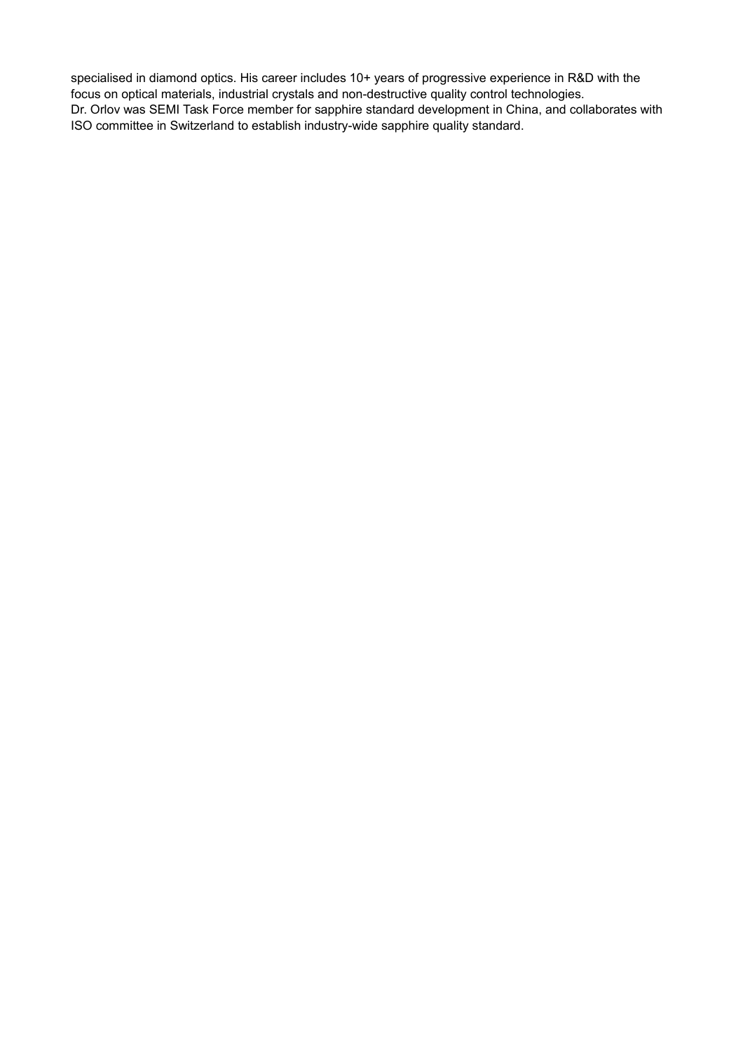specialised in diamond optics. His career includes 10+ years of progressive experience in R&D with the focus on optical materials, industrial crystals and non-destructive quality control technologies.
Dr. Orlov was SEMI Task Force member for sapphire standard development in China, and collaborates with ISO committee in Switzerland to establish industry-wide sapphire quality standard.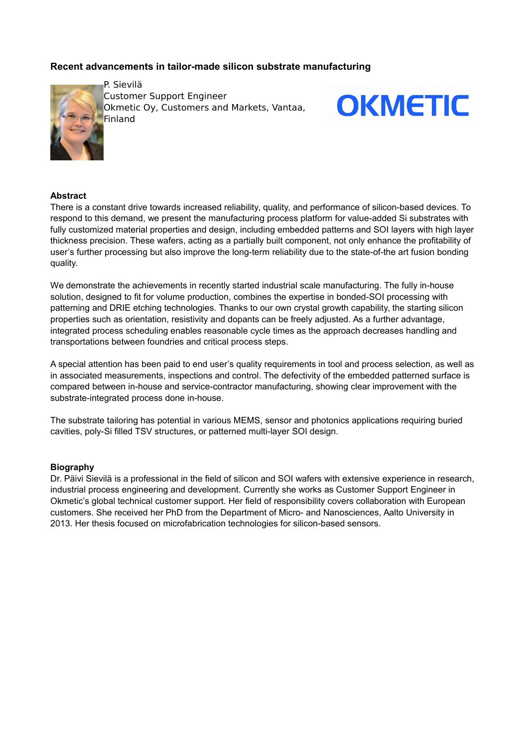## Recent advancements in tailor-made silicon substrate manufacturing

P. Sievilä
Customer Support Engineer
Okmetic Oy, Customers and Markets, Vantaa, Finland

OKMETIC

### Abstract

There is a constant drive towards increased reliability, quality, and performance of silicon-based devices. To respond to this demand, we present the manufacturing process platform for value-added Si substrates with fully customized material properties and design, including embedded patterns and SOI layers with high layer thickness precision. These wafers, acting as a partially built component, not only enhance the profitability of user's further processing but also improve the long-term reliability due to the state-of-the art fusion bonding quality.

We demonstrate the achievements in recently started industrial scale manufacturing. The fully in-house solution, designed to fit for volume production, combines the expertise in bonded-SOI processing with patterning and DRIE etching technologies. Thanks to our own crystal growth capability, the starting silicon properties such as orientation, resistivity and dopants can be freely adjusted. As a further advantage, integrated process scheduling enables reasonable cycle times as the approach decreases handling and transportations between foundries and critical process steps.

A special attention has been paid to end user's quality requirements in tool and process selection, as well as in associated measurements, inspections and control. The defectivity of the embedded patterned surface is compared between in-house and service-contractor manufacturing, showing clear improvement with the substrate-integrated process done in-house.

The substrate tailoring has potential in various MEMS, sensor and photonics applications requiring buried cavities, poly-Si filled TSV structures, or patterned multi-layer SOI design.

### Biography

Dr. Päivi Sievilä is a professional in the field of silicon and SOI wafers with extensive experience in research, industrial process engineering and development. Currently she works as Customer Support Engineer in Okmetic's global technical customer support. Her field of responsibility covers collaboration with European customers. She received her PhD from the Department of Micro- and Nanosciences, Aalto University in 2013. Her thesis focused on microfabrication technologies for silicon-based sensors.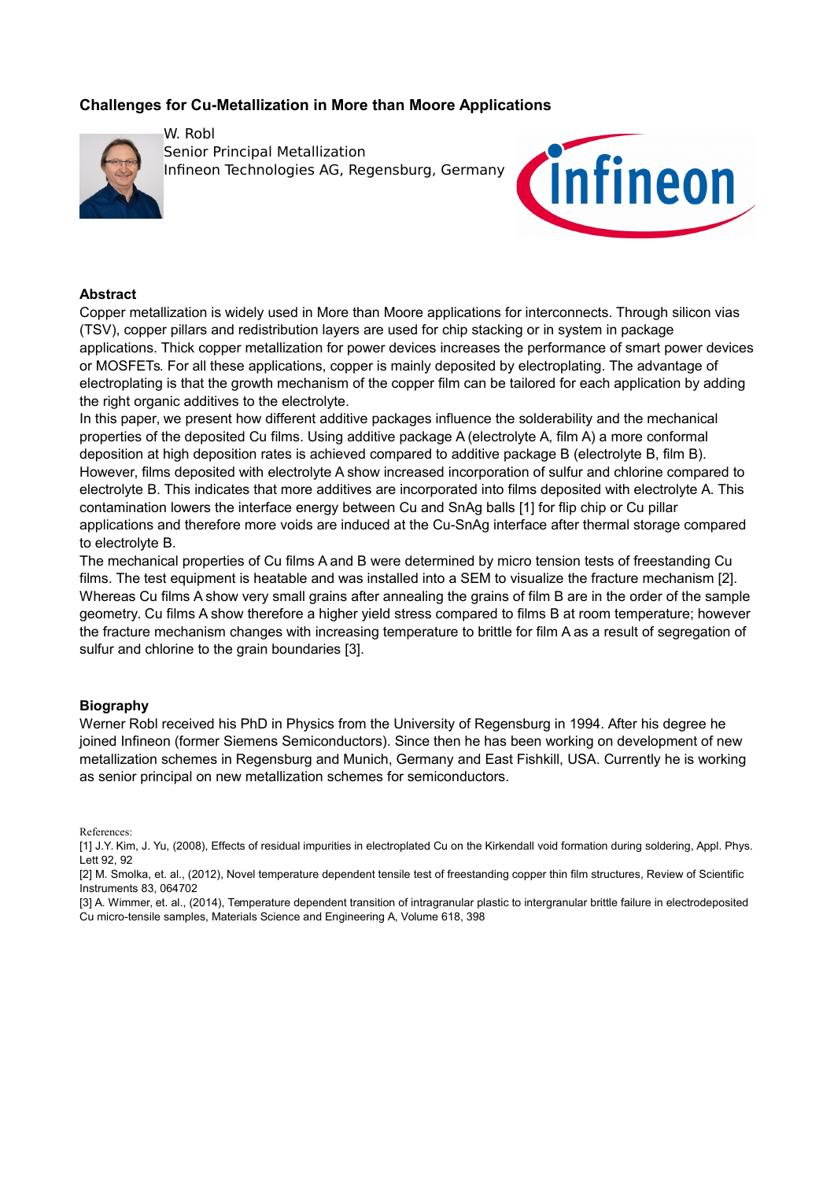## Challenges for Cu-Metallization in More than Moore Applications

W. Robl
Senior Principal Metallization
Infineon Technologies AG, Regensburg, Germany

### Abstract

Copper metallization is widely used in More than Moore applications for interconnects. Through silicon vias (TSV), copper pillars and redistribution layers are used for chip stacking or in system in package applications. Thick copper metallization for power devices increases the performance of smart power devices or MOSFETs. For all these applications, copper is mainly deposited by electroplating. The advantage of electroplating is that the growth mechanism of the copper film can be tailored for each application by adding the right organic additives to the electrolyte.

In this paper, we present how different additive packages influence the solderability and the mechanical properties of the deposited Cu films. Using additive package A (electrolyte A, film A) a more conformal deposition at high deposition rates is achieved compared to additive package B (electrolyte B, film B). However, films deposited with electrolyte A show increased incorporation of sulfur and chlorine compared to electrolyte B. This indicates that more additives are incorporated into films deposited with electrolyte A. This contamination lowers the interface energy between Cu and SnAg balls [1] for flip chip or Cu pillar applications and therefore more voids are induced at the Cu-SnAg interface after thermal storage compared to electrolyte B.

The mechanical properties of Cu films A and B were determined by micro tension tests of freestanding Cu films. The test equipment is heatable and was installed into a SEM to visualize the fracture mechanism [2]. Whereas Cu films A show very small grains after annealing the grains of film B are in the order of the sample geometry. Cu films A show therefore a higher yield stress compared to films B at room temperature; however the fracture mechanism changes with increasing temperature to brittle for film A as a result of segregation of sulfur and chlorine to the grain boundaries [3].

### Biography

Werner Robl received his PhD in Physics from the University of Regensburg in 1994. After his degree he joined Infineon (former Siemens Semiconductors). Since then he has been working on development of new metallization schemes in Regensburg and Munich, Germany and East Fishkill, USA. Currently he is working as senior principal on new metallization schemes for semiconductors.

References:

[1] J.Y. Kim, J. Yu, (2008), Effects of residual impurities in electroplated Cu on the Kirkendall void formation during soldering, Appl. Phys. Lett 92, 92

[2] M. Smolka, et. al., (2012), Novel temperature dependent tensile test of freestanding copper thin film structures, Review of Scientific Instruments 83, 064702

[3] A. Wimmer, et. al., (2014), Temperature dependent transition of intragranular plastic to intergranular brittle failure in electrodeposited Cu micro-tensile samples, Materials Science and Engineering A, Volume 618, 398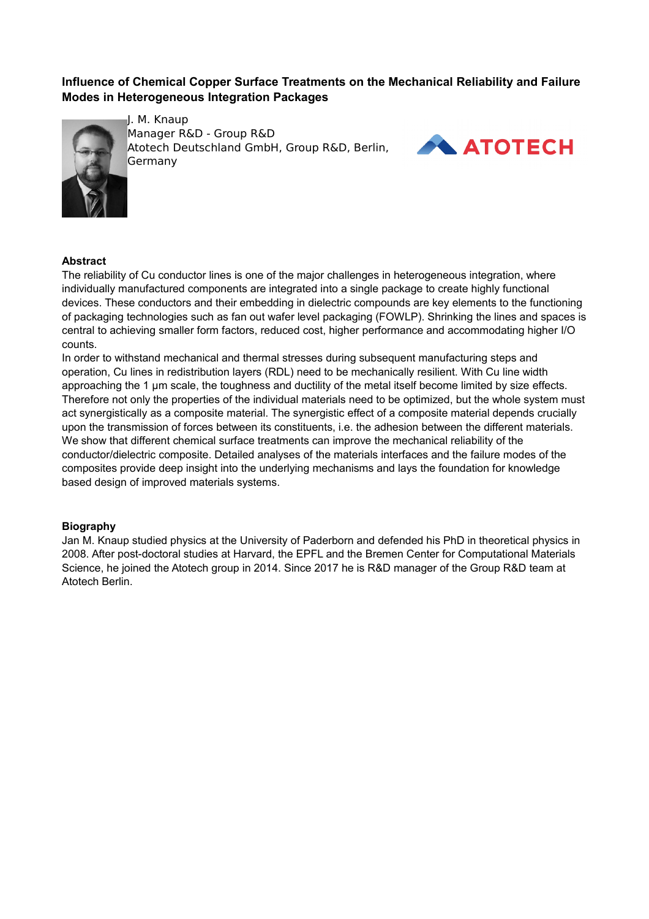# Influence of Chemical Copper Surface Treatments on the Mechanical Reliability and Failure Modes in Heterogeneous Integration Packages

J. M. Knaup
Manager R&D - Group R&D
Atotech Deutschland GmbH, Group R&D, Berlin, Germany

## Abstract

The reliability of Cu conductor lines is one of the major challenges in heterogeneous integration, where individually manufactured components are integrated into a single package to create highly functional devices. These conductors and their embedding in dielectric compounds are key elements to the functioning of packaging technologies such as fan out wafer level packaging (FOWLP). Shrinking the lines and spaces is central to achieving smaller form factors, reduced cost, higher performance and accommodating higher I/O counts.

In order to withstand mechanical and thermal stresses during subsequent manufacturing steps and operation, Cu lines in redistribution layers (RDL) need to be mechanically resilient. With Cu line width approaching the 1 µm scale, the toughness and ductility of the metal itself become limited by size effects. Therefore not only the properties of the individual materials need to be optimized, but the whole system must act synergistically as a composite material. The synergistic effect of a composite material depends crucially upon the transmission of forces between its constituents, i.e. the adhesion between the different materials. We show that different chemical surface treatments can improve the mechanical reliability of the conductor/dielectric composite. Detailed analyses of the materials interfaces and the failure modes of the composites provide deep insight into the underlying mechanisms and lays the foundation for knowledge based design of improved materials systems.

## Biography

Jan M. Knaup studied physics at the University of Paderborn and defended his PhD in theoretical physics in 2008. After post-doctoral studies at Harvard, the EPFL and the Bremen Center for Computational Materials Science, he joined the Atotech group in 2014. Since 2017 he is R&D manager of the Group R&D team at Atotech Berlin.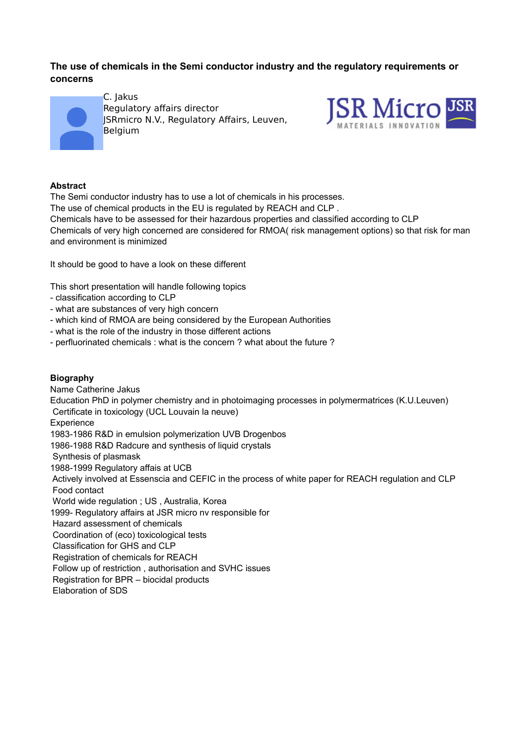# The use of chemicals in the Semi conductor industry and the regulatory requirements or concerns

C. Jakus
Regulatory affairs director
JSRmicro N.V., Regulatory Affairs, Leuven, Belgium

JSR Micro
MATERIALS INNOVATION

**Abstract**

The Semi conductor industry has to use a lot of chemicals in his processes.
The use of chemical products in the EU is regulated by REACH and CLP .
Chemicals have to be assessed for their hazardous properties and classified according to CLP
Chemicals of very high concerned are considered for RMOA( risk management options) so that risk for man and environment is minimized

It should be good to have a look on these different

This short presentation will handle following topics

- classification according to CLP
- what are substances of very high concern
- which kind of RMOA are being considered by the European Authorities
- what is the role of the industry in those different actions
- perfluorinated chemicals : what is the concern ? what about the future ?

**Biography**

Name Catherine Jakus
Education PhD in polymer chemistry and in photoimaging processes in polymermatrices (K.U.Leuven)
Certificate in toxicology (UCL Louvain la neuve)
Experience
1983-1986 R&D in emulsion polymerization UVB Drogenbos
1986-1988 R&D Radcure and synthesis of liquid crystals
Synthesis of plasmask
1988-1999 Regulatory affais at UCB
Actively involved at Essenscia and CEFIC in the process of white paper for REACH regulation and CLP
Food contact
World wide regulation ; US , Australia, Korea
1999- Regulatory affairs at JSR micro nv responsible for
Hazard assessment of chemicals
Coordination of (eco) toxicological tests
Classification for GHS and CLP
Registration of chemicals for REACH
Follow up of restriction , authorisation and SVHC issues
Registration for BPR – biocidal products
Elaboration of SDS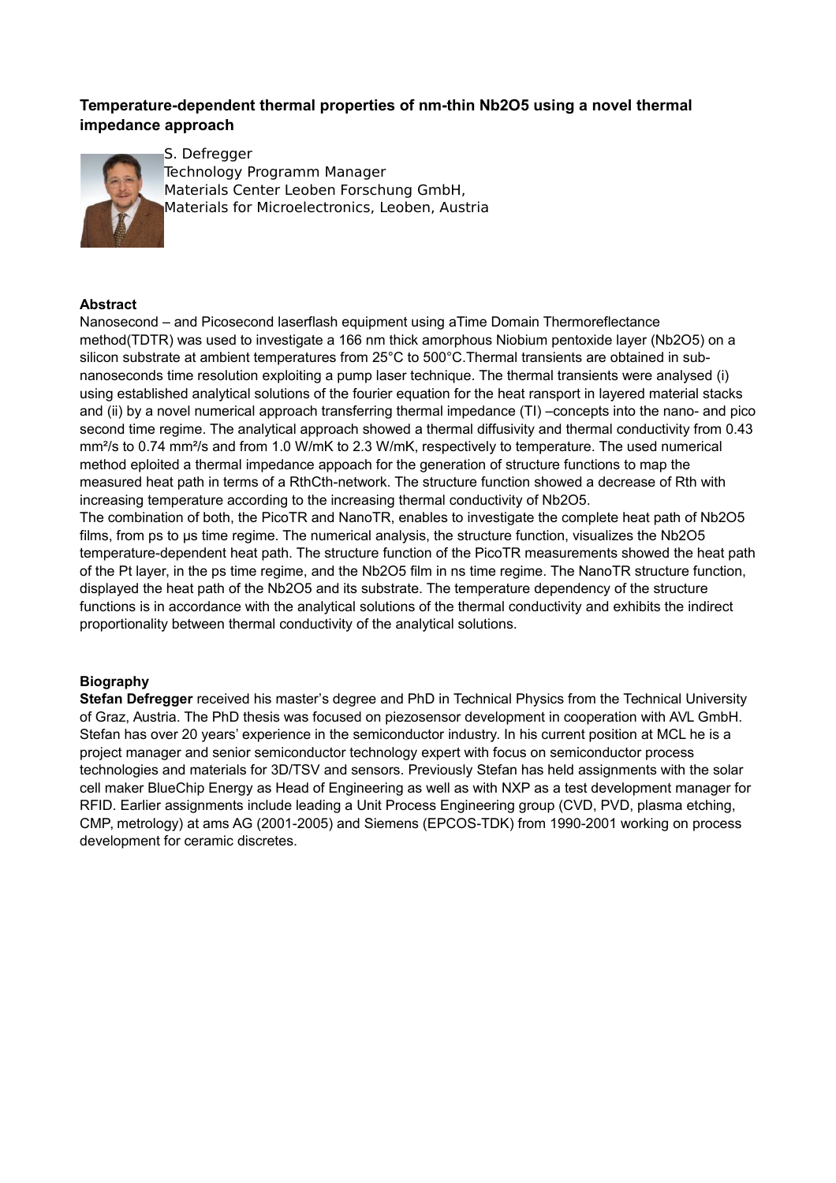### Temperature-dependent thermal properties of nm-thin $Nb_2O_5$ using a novel thermal impedance approach

S. Defregger
Technology Programm Manager
Materials Center Leoben Forschung GmbH,
Materials for Microelectronics, Leoben, Austria

**Abstract**

Nanosecond – and Picosecond laserflash equipment using aTime Domain Thermoreflectance method(TDTR) was used to investigate a 166 nm thick amorphous Niobium pentoxide layer ($Nb_2O_5$) on a silicon substrate at ambient temperatures from 25°C to 500°C.Thermal transients are obtained in sub-nanoseconds time resolution exploiting a pump laser technique. The thermal transients were analysed (i) using established analytical solutions of the fourier equation for the heat ransport in layered material stacks and (ii) by a novel numerical approach transferring thermal impedance (TI) –concepts into the nano- and pico second time regime. The analytical approach showed a thermal diffusivity and thermal conductivity from 0.43 mm²/s to 0.74 mm²/s and from 1.0 W/mK to 2.3 W/mK, respectively to temperature. The used numerical method eploited a thermal impedance appoach for the generation of structure functions to map the measured heat path in terms of a RthCth-network. The structure function showed a decrease of Rth with increasing temperature according to the increasing thermal conductivity of $Nb_2O_5$.

The combination of both, the PicoTR and NanoTR, enables to investigate the complete heat path of $Nb_2O_5$ films, from ps to µs time regime. The numerical analysis, the structure function, visualizes the $Nb_2O_5$ temperature-dependent heat path. The structure function of the PicoTR measurements showed the heat path of the Pt layer, in the ps time regime, and the $Nb_2O_5$ film in ns time regime. The NanoTR structure function, displayed the heat path of the $Nb_2O_5$ and its substrate. The temperature dependency of the structure functions is in accordance with the analytical solutions of the thermal conductivity and exhibits the indirect proportionality between thermal conductivity of the analytical solutions.

**Biography**

**Stefan Defregger** received his master's degree and PhD in Technical Physics from the Technical University of Graz, Austria. The PhD thesis was focused on piezosensor development in cooperation with AVL GmbH. Stefan has over 20 years' experience in the semiconductor industry. In his current position at MCL he is a project manager and senior semiconductor technology expert with focus on semiconductor process technologies and materials for 3D/TSV and sensors. Previously Stefan has held assignments with the solar cell maker BlueChip Energy as Head of Engineering as well as with NXP as a test development manager for RFID. Earlier assignments include leading a Unit Process Engineering group (CVD, PVD, plasma etching, CMP, metrology) at ams AG (2001-2005) and Siemens (EPCOS-TDK) from 1990-2001 working on process development for ceramic discretes.